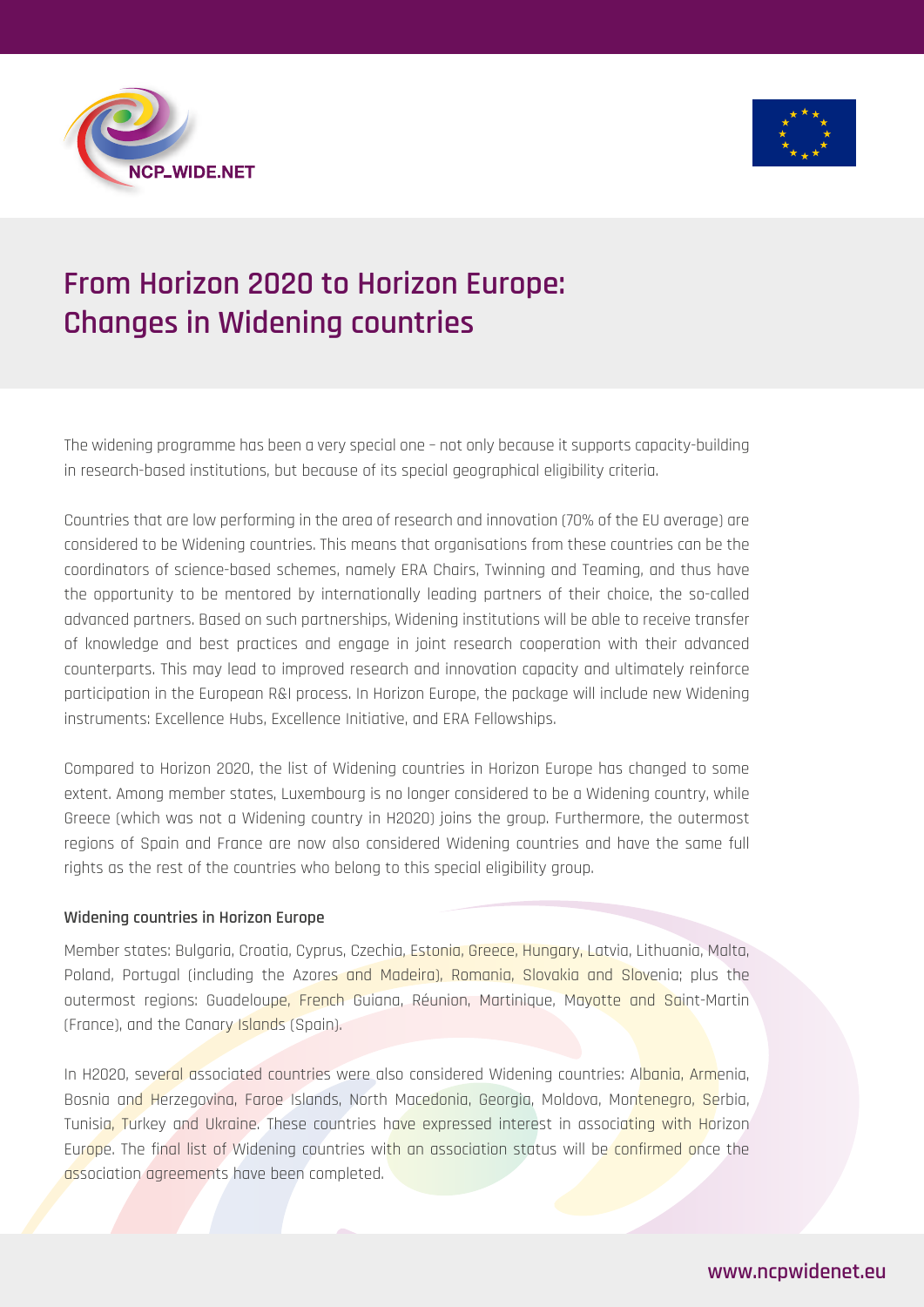# From Horizon 2020 to Horizon Europe: Changes in Widening countries

The widening programme has been a very special one – not only because it supports capacity-building in research-based institutions, but because of its special geographical eligibility criteria.

Countries that are low performing in the area of research and innovation (70% of the EU average) are considered to be Widening countries. This means that organisations from these countries can be the coordinators of science-based schemes, namely ERA Chairs, Twinning and Teaming, and thus have the opportunity to be mentored by internationally leading partners of their choice, the so-called advanced partners. Based on such partnerships, Widening institutions will be able to receive transfer of knowledge and best practices and engage in joint research cooperation with their advanced counterparts. This may lead to improved research and innovation capacity and ultimately reinforce participation in the European R&I process. In Horizon Europe, the package will include new Widening instruments: Excellence Hubs, Excellence Initiative, and ERA Fellowships.

Compared to Horizon 2020, the list of Widening countries in Horizon Europe has changed to some extent. Among member states, Luxembourg is no longer considered to be a Widening country, while Greece (which was not a Widening country in H2020) joins the group. Furthermore, the outermost regions of Spain and France are now also considered Widening countries and have the same full rights as the rest of the countries who belong to this special eligibility group.

#### Widening countries in Horizon Europe

Member states: Bulgaria, Croatia, Cyprus, Czechia, Estonia, Greece, Hungary, Latvia, Lithuania, Malta, Poland, Portugal (including the Azores and Madeira), Romania, Slovakia and Slovenia; plus the outermost regions: Guadeloupe, French Guiana, Réunion, Martinique, Mayotte and Saint-Martin (France), and the Canary Islands (Spain).

In H2020, several associated countries were also considered Widening countries: Albania, Armenia, Bosnia and Herzegovina, Faroe Islands, North Macedonia, Georgia, Moldova, Montenegro, Serbia, Tunisia, Turkey and Ukraine. These countries have expressed interest in associating with Horizon Europe. The final list of Widening countries with an association status will be confirmed once the association agreements have been completed.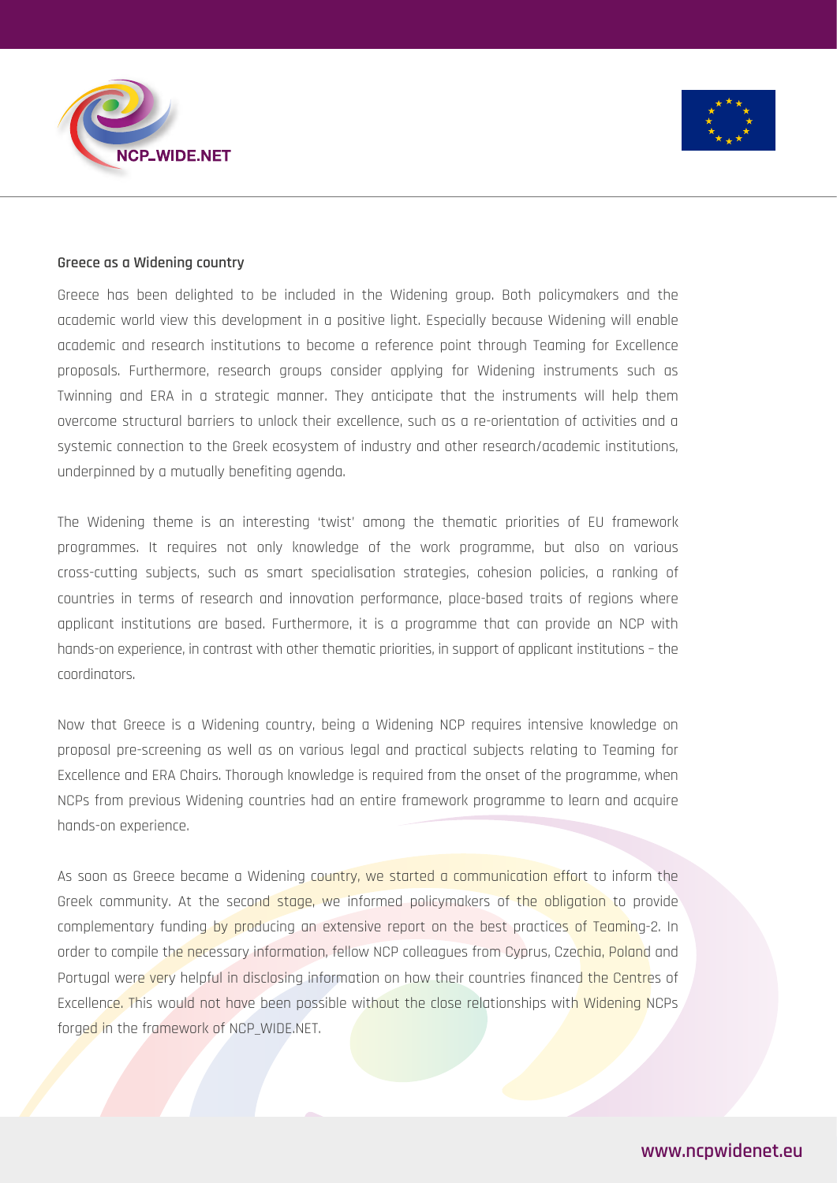### Greece as a Widening country

Greece has been delighted to be included in the Widening group. Both policymakers and the academic world view this development in a positive light. Especially because Widening will enable academic and research institutions to become a reference point through Teaming for Excellence proposals. Furthermore, research groups consider applying for Widening instruments such as Twinning and ERA in a strategic manner. They anticipate that the instruments will help them overcome structural barriers to unlock their excellence, such as a re-orientation of activities and a systemic connection to the Greek ecosystem of industry and other research/academic institutions, underpinned by a mutually benefiting agenda.

The Widening theme is an interesting 'twist' among the thematic priorities of EU framework programmes. It requires not only knowledge of the work programme, but also on various cross-cutting subjects, such as smart specialisation strategies, cohesion policies, a ranking of countries in terms of research and innovation performance, place-based traits of regions where applicant institutions are based. Furthermore, it is a programme that can provide an NCP with hands-on experience, in contrast with other thematic priorities, in support of applicant institutions – the coordinators.

Now that Greece is a Widening country, being a Widening NCP requires intensive knowledge on proposal pre-screening as well as on various legal and practical subjects relating to Teaming for Excellence and ERA Chairs. Thorough knowledge is required from the onset of the programme, when NCPs from previous Widening countries had an entire framework programme to learn and acquire hands-on experience.

As soon as Greece became a Widening country, we started a communication effort to inform the Greek community. At the second stage, we informed policymakers of the obligation to provide complementary funding by producing an extensive report on the best practices of Teaming-2. In order to compile the necessary information, fellow NCP colleagues from Cyprus, Czechia, Poland and Portugal were very helpful in disclosing information on how their countries financed the Centres of Excellence. This would not have been possible without the close relationships with Widening NCPs forged in the framework of NCP_WIDE.NET.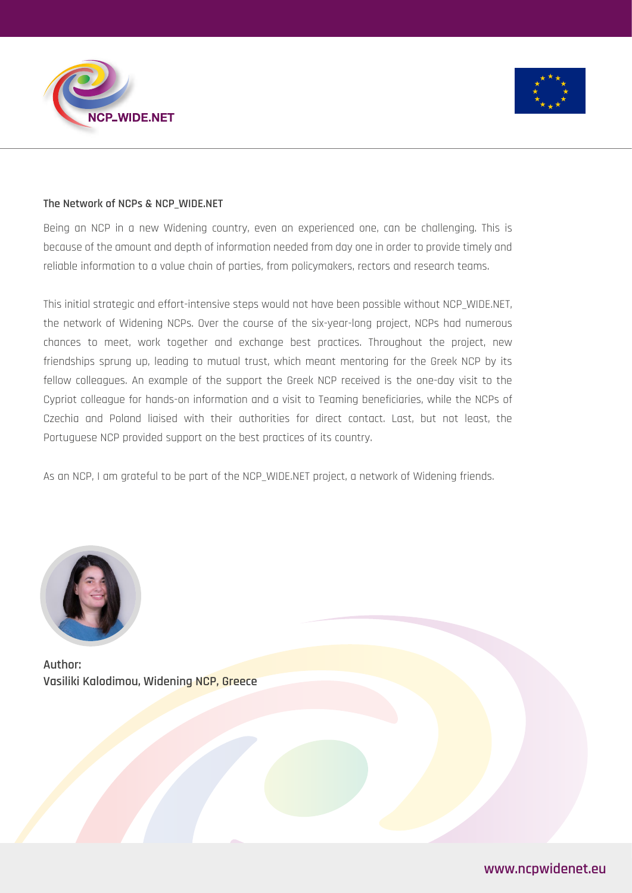### The Network of NCPs & NCP_WIDE.NET

Being an NCP in a new Widening country, even an experienced one, can be challenging. This is because of the amount and depth of information needed from day one in order to provide timely and reliable information to a value chain of parties, from policymakers, rectors and research teams.

This initial strategic and effort-intensive steps would not have been possible without NCP_WIDE.NET, the network of Widening NCPs. Over the course of the six-year-long project, NCPs had numerous chances to meet, work together and exchange best practices. Throughout the project, new friendships sprung up, leading to mutual trust, which meant mentoring for the Greek NCP by its fellow colleagues. An example of the support the Greek NCP received is the one-day visit to the Cypriot colleague for hands-on information and a visit to Teaming beneficiaries, while the NCPs of Czechia and Poland liaised with their authorities for direct contact. Last, but not least, the Portuguese NCP provided support on the best practices of its country.

As an NCP, I am grateful to be part of the NCP_WIDE.NET project, a network of Widening friends.

**Author:**
**Vasiliki Kalodimou, Widening NCP, Greece**